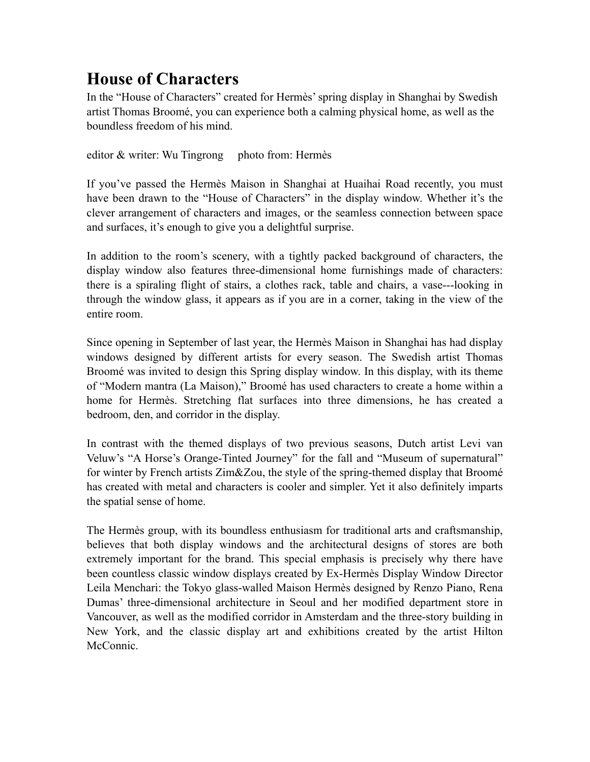# House of Characters

In the "House of Characters" created for Hermès' spring display in Shanghai by Swedish artist Thomas Broomé, you can experience both a calming physical home, as well as the boundless freedom of his mind.

editor & writer: Wu Tingrong     photo from: Hermès

If you've passed the Hermès Maison in Shanghai at Huaihai Road recently, you must have been drawn to the "House of Characters" in the display window. Whether it's the clever arrangement of characters and images, or the seamless connection between space and surfaces, it's enough to give you a delightful surprise.

In addition to the room's scenery, with a tightly packed background of characters, the display window also features three-dimensional home furnishings made of characters: there is a spiraling flight of stairs, a clothes rack, table and chairs, a vase---looking in through the window glass, it appears as if you are in a corner, taking in the view of the entire room.

Since opening in September of last year, the Hermès Maison in Shanghai has had display windows designed by different artists for every season. The Swedish artist Thomas Broomé was invited to design this Spring display window. In this display, with its theme of "Modern mantra (La Maison)," Broomé has used characters to create a home within a home for Hermès. Stretching flat surfaces into three dimensions, he has created a bedroom, den, and corridor in the display.

In contrast with the themed displays of two previous seasons, Dutch artist Levi van Veluw's "A Horse's Orange-Tinted Journey" for the fall and "Museum of supernatural" for winter by French artists Zim&Zou, the style of the spring-themed display that Broomé has created with metal and characters is cooler and simpler. Yet it also definitely imparts the spatial sense of home.

The Hermès group, with its boundless enthusiasm for traditional arts and craftsmanship, believes that both display windows and the architectural designs of stores are both extremely important for the brand. This special emphasis is precisely why there have been countless classic window displays created by Ex-Hermès Display Window Director Leila Menchari: the Tokyo glass-walled Maison Hermès designed by Renzo Piano, Rena Dumas' three-dimensional architecture in Seoul and her modified department store in Vancouver, as well as the modified corridor in Amsterdam and the three-story building in New York, and the classic display art and exhibitions created by the artist Hilton McConnic.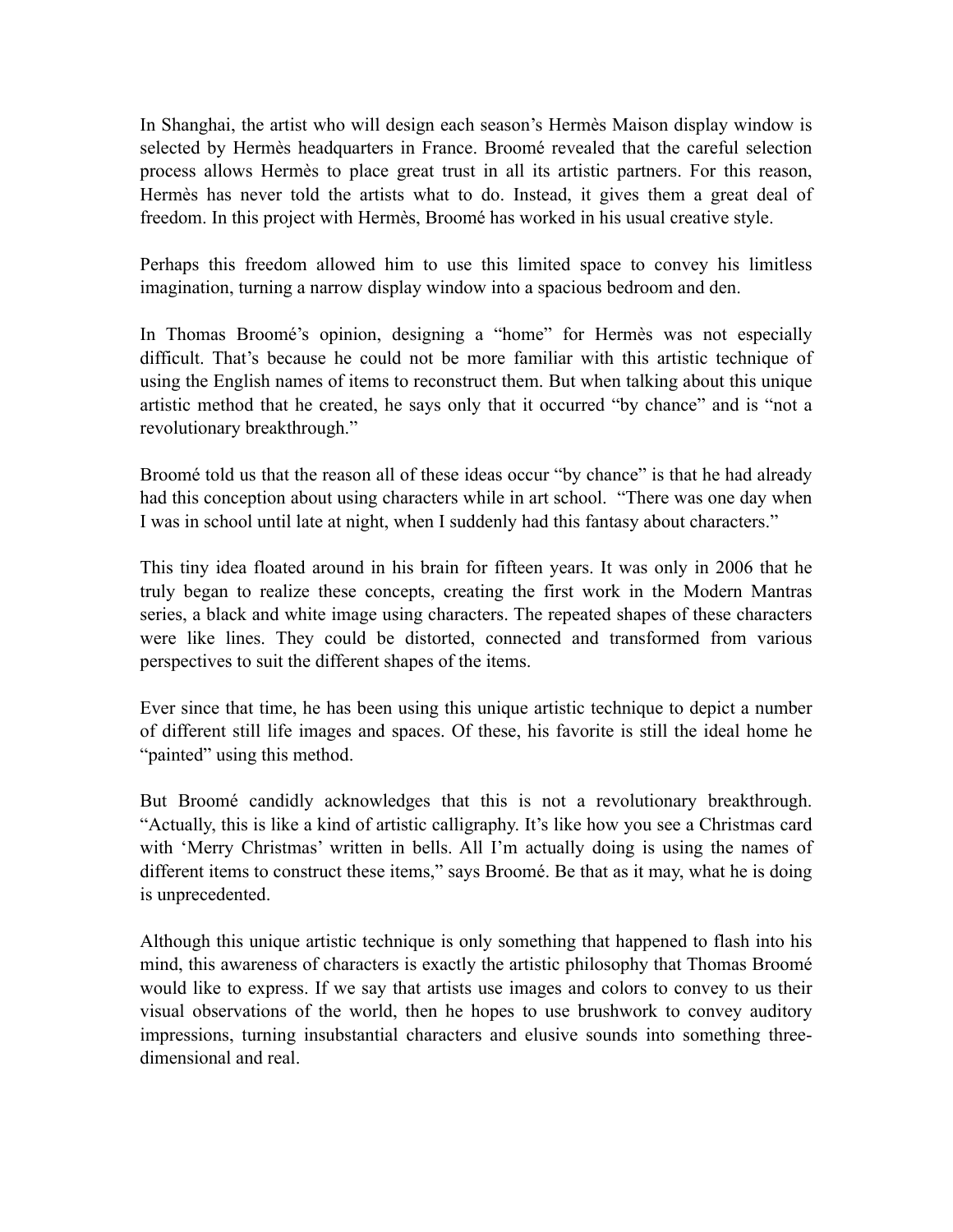In Shanghai, the artist who will design each season's Hermès Maison display window is selected by Hermès headquarters in France. Broomé revealed that the careful selection process allows Hermès to place great trust in all its artistic partners. For this reason, Hermès has never told the artists what to do. Instead, it gives them a great deal of freedom. In this project with Hermès, Broomé has worked in his usual creative style.

Perhaps this freedom allowed him to use this limited space to convey his limitless imagination, turning a narrow display window into a spacious bedroom and den.

In Thomas Broomé's opinion, designing a "home" for Hermès was not especially difficult. That's because he could not be more familiar with this artistic technique of using the English names of items to reconstruct them. But when talking about this unique artistic method that he created, he says only that it occurred "by chance" and is "not a revolutionary breakthrough."

Broomé told us that the reason all of these ideas occur "by chance" is that he had already had this conception about using characters while in art school. "There was one day when I was in school until late at night, when I suddenly had this fantasy about characters."

This tiny idea floated around in his brain for fifteen years. It was only in 2006 that he truly began to realize these concepts, creating the first work in the Modern Mantras series, a black and white image using characters. The repeated shapes of these characters were like lines. They could be distorted, connected and transformed from various perspectives to suit the different shapes of the items.

Ever since that time, he has been using this unique artistic technique to depict a number of different still life images and spaces. Of these, his favorite is still the ideal home he "painted" using this method.

But Broomé candidly acknowledges that this is not a revolutionary breakthrough. "Actually, this is like a kind of artistic calligraphy. It's like how you see a Christmas card with 'Merry Christmas' written in bells. All I'm actually doing is using the names of different items to construct these items," says Broomé. Be that as it may, what he is doing is unprecedented.

Although this unique artistic technique is only something that happened to flash into his mind, this awareness of characters is exactly the artistic philosophy that Thomas Broomé would like to express. If we say that artists use images and colors to convey to us their visual observations of the world, then he hopes to use brushwork to convey auditory impressions, turning insubstantial characters and elusive sounds into something three-dimensional and real.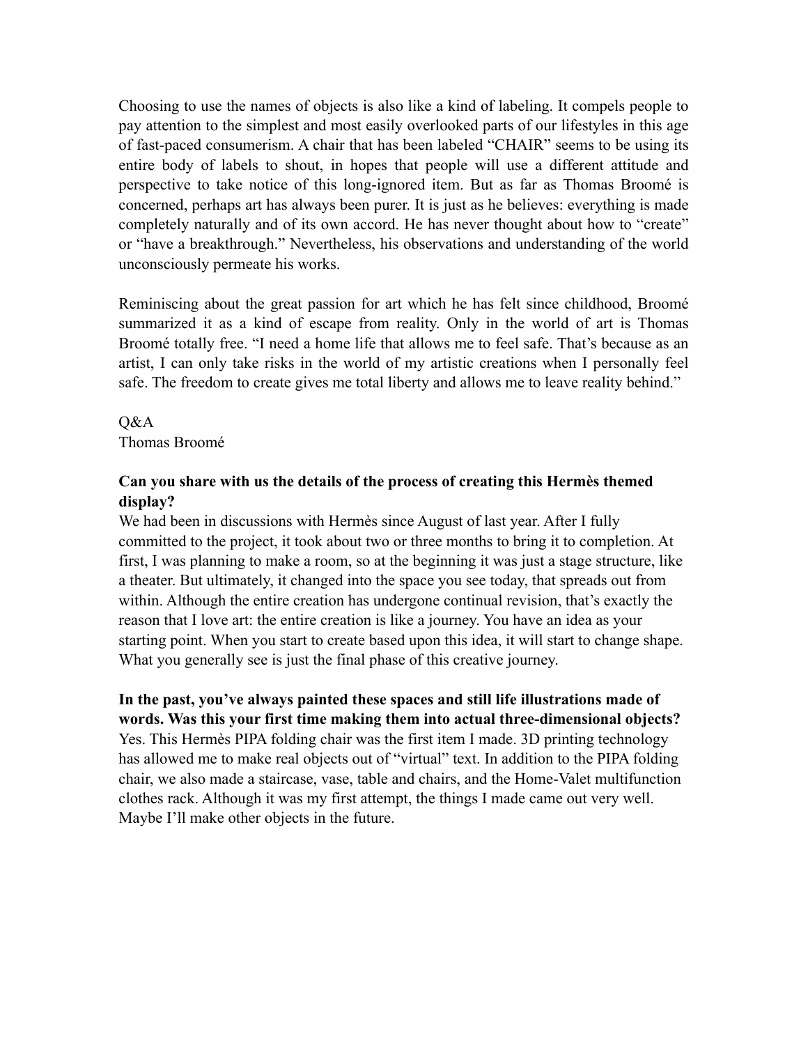Choosing to use the names of objects is also like a kind of labeling. It compels people to pay attention to the simplest and most easily overlooked parts of our lifestyles in this age of fast-paced consumerism. A chair that has been labeled "CHAIR" seems to be using its entire body of labels to shout, in hopes that people will use a different attitude and perspective to take notice of this long-ignored item. But as far as Thomas Broomé is concerned, perhaps art has always been purer. It is just as he believes: everything is made completely naturally and of its own accord. He has never thought about how to "create" or "have a breakthrough." Nevertheless, his observations and understanding of the world unconsciously permeate his works.

Reminiscing about the great passion for art which he has felt since childhood, Broomé summarized it as a kind of escape from reality. Only in the world of art is Thomas Broomé totally free. "I need a home life that allows me to feel safe. That's because as an artist, I can only take risks in the world of my artistic creations when I personally feel safe. The freedom to create gives me total liberty and allows me to leave reality behind."

Q&A
Thomas Broomé

**Can you share with us the details of the process of creating this Hermès themed display?**
We had been in discussions with Hermès since August of last year. After I fully committed to the project, it took about two or three months to bring it to completion. At first, I was planning to make a room, so at the beginning it was just a stage structure, like a theater. But ultimately, it changed into the space you see today, that spreads out from within. Although the entire creation has undergone continual revision, that's exactly the reason that I love art: the entire creation is like a journey. You have an idea as your starting point. When you start to create based upon this idea, it will start to change shape. What you generally see is just the final phase of this creative journey.

**In the past, you've always painted these spaces and still life illustrations made of words. Was this your first time making them into actual three-dimensional objects?**
Yes. This Hermès PIPA folding chair was the first item I made. 3D printing technology has allowed me to make real objects out of "virtual" text. In addition to the PIPA folding chair, we also made a staircase, vase, table and chairs, and the Home-Valet multifunction clothes rack. Although it was my first attempt, the things I made came out very well. Maybe I'll make other objects in the future.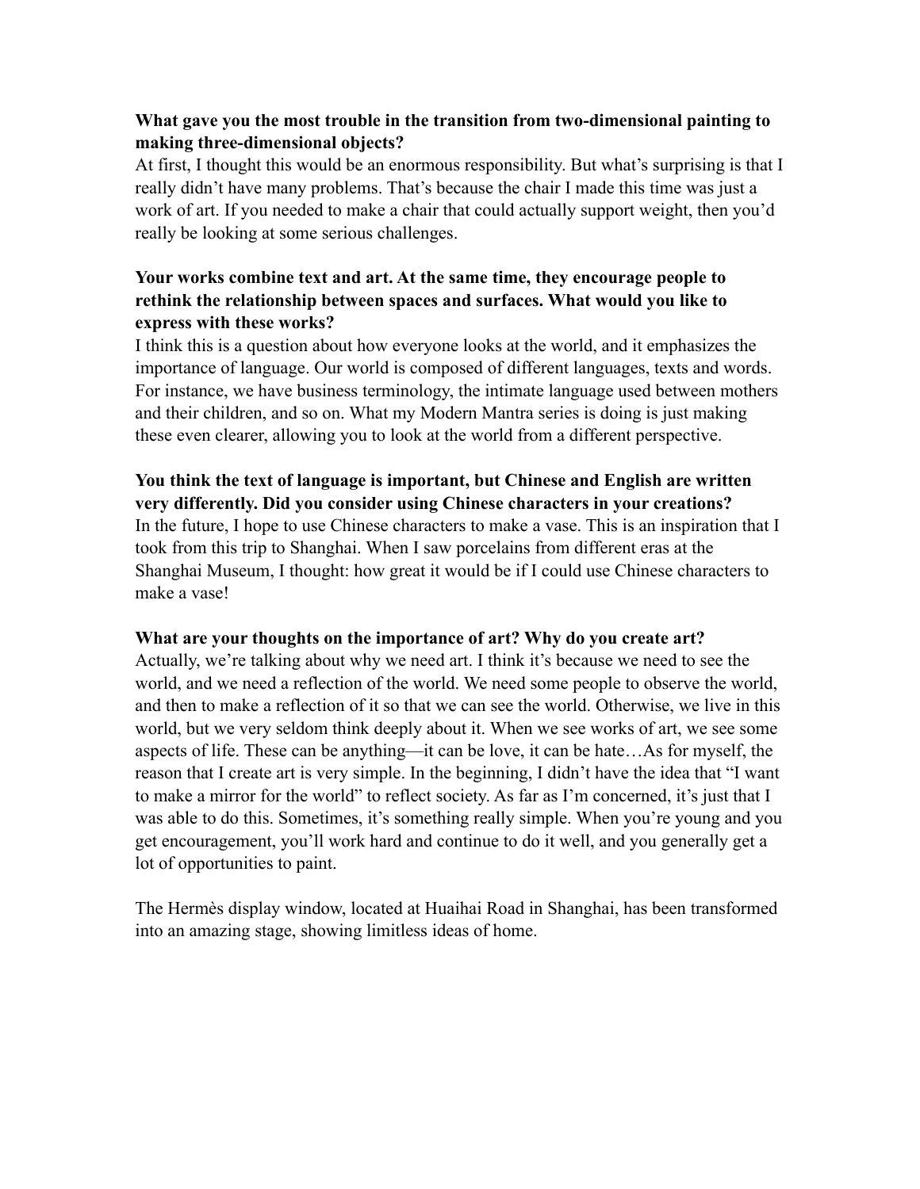**What gave you the most trouble in the transition from two-dimensional painting to making three-dimensional objects?**

At first, I thought this would be an enormous responsibility. But what's surprising is that I really didn't have many problems. That's because the chair I made this time was just a work of art. If you needed to make a chair that could actually support weight, then you'd really be looking at some serious challenges.

**Your works combine text and art. At the same time, they encourage people to rethink the relationship between spaces and surfaces. What would you like to express with these works?**

I think this is a question about how everyone looks at the world, and it emphasizes the importance of language. Our world is composed of different languages, texts and words. For instance, we have business terminology, the intimate language used between mothers and their children, and so on. What my Modern Mantra series is doing is just making these even clearer, allowing you to look at the world from a different perspective.

**You think the text of language is important, but Chinese and English are written very differently. Did you consider using Chinese characters in your creations?**

In the future, I hope to use Chinese characters to make a vase. This is an inspiration that I took from this trip to Shanghai. When I saw porcelains from different eras at the Shanghai Museum, I thought: how great it would be if I could use Chinese characters to make a vase!

**What are your thoughts on the importance of art? Why do you create art?**

Actually, we're talking about why we need art. I think it's because we need to see the world, and we need a reflection of the world. We need some people to observe the world, and then to make a reflection of it so that we can see the world. Otherwise, we live in this world, but we very seldom think deeply about it. When we see works of art, we see some aspects of life. These can be anything—it can be love, it can be hate…As for myself, the reason that I create art is very simple. In the beginning, I didn't have the idea that "I want to make a mirror for the world" to reflect society. As far as I'm concerned, it's just that I was able to do this. Sometimes, it's something really simple. When you're young and you get encouragement, you'll work hard and continue to do it well, and you generally get a lot of opportunities to paint.

The Hermès display window, located at Huaihai Road in Shanghai, has been transformed into an amazing stage, showing limitless ideas of home.